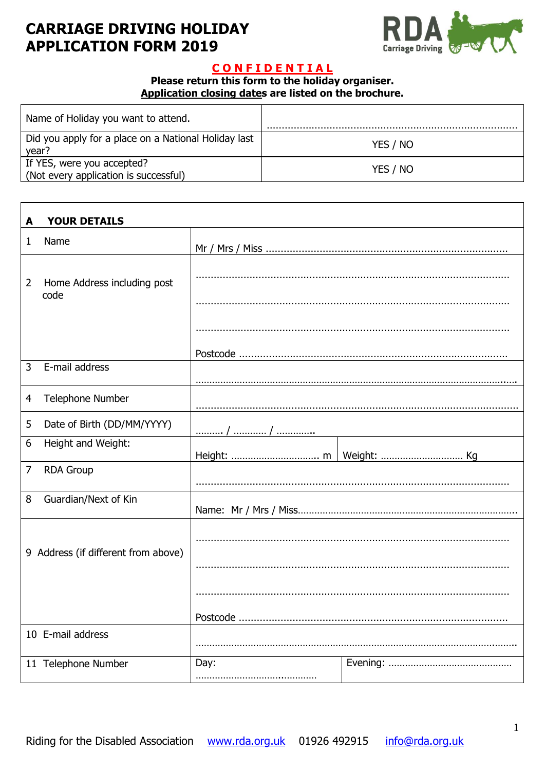# CARRIAGE DRIVING HOLIDAY APPLICATION FORM 2019

**CONFIDENTIAL**

**Please return this form to the holiday organiser.**
**Application closing dates are listed on the brochure.**

| | |
|---|---|
| Name of Holiday you want to attend. | ………………………………………………………………………… |
| Did you apply for a place on a National Holiday last year? | YES / NO |
| If YES, were you accepted? (Not every application is successful) | YES / NO |

| **A YOUR DETAILS** | | |
|---|---|---|
| 1 Name | Mr / Mrs / Miss ……………………………………………………………………… | |
| 2 Home Address including post code | ……………………………………………………………………………………… ……………………………………………………………………………………… ……………………………………………………………………………………… Postcode ……………………………………………………………………………… | |
| 3 E-mail address | ……………………………………………………………………………………… | |
| 4 Telephone Number | ……………………………………………………………………………………… | |
| 5 Date of Birth (DD/MM/YYYY) | ……… / ………… / …………. | |
| 6 Height and Weight: | Height: ………………………….. m | Weight: ……………………… Kg |
| 7 RDA Group | ……………………………………………………………………………………… | |
| 8 Guardian/Next of Kin | Name: Mr / Mrs / Miss………………………………………………………………… | |
| 9 Address (if different from above) | ……………………………………………………………………………………… ……………………………………………………………………………………… ……………………………………………………………………………………… Postcode ……………………………………………………………………………… | |
| 10 E-mail address | ……………………………………………………………………………………… | |
| 11 Telephone Number | Day: ……………………………………… | Evening: ……………………………………… |

Riding for the Disabled Association www.rda.org.uk 01926 492915 info@rda.org.uk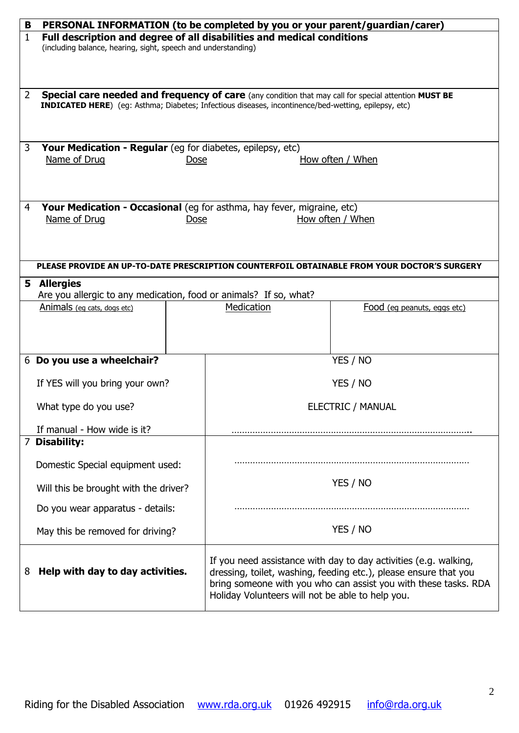## B PERSONAL INFORMATION (to be completed by you or your parent/guardian/carer)

**1 Full description and degree of all disabilities and medical conditions**
(including balance, hearing, sight, speech and understanding)

**2 Special care needed and frequency of care** (any condition that may call for special attention **MUST BE INDICATED HERE**) (eg: Asthma; Diabetes; Infectious diseases, incontinence/bed-wetting, epilepsy, etc)

**3 Your Medication - Regular** (eg for diabetes, epilepsy, etc)

| Name of Drug | Dose | How often / When |
| --- | --- | --- |
| | | |

**4 Your Medication - Occasional** (eg for asthma, hay fever, migraine, etc)

| Name of Drug | Dose | How often / When |
| --- | --- | --- |
| | | |

**PLEASE PROVIDE AN UP-TO-DATE PRESCRIPTION COUNTERFOIL OBTAINABLE FROM YOUR DOCTOR'S SURGERY**

**5 Allergies**
Are you allergic to any medication, food or animals? If so, what?

| Animals (eg cats, dogs etc) | Medication | Food (eg peanuts, eggs etc) |
| --- | --- | --- |
| | | |

| **6 Do you use a wheelchair?** | YES / NO |
| --- | --- |
| If YES will you bring your own? | YES / NO |
| What type do you use? | ELECTRIC / MANUAL |
| If manual - How wide is it? | ……………………………………………………………………………….. |
| **7 Disability:** | |
| Domestic Special equipment used: | ……………………………………………………………………………… |
| Will this be brought with the driver? | YES / NO |
| Do you wear apparatus - details: | ……………………………………………………………………………… |
| May this be removed for driving? | YES / NO |
| **8 Help with day to day activities.** | If you need assistance with day to day activities (e.g. walking, dressing, toilet, washing, feeding etc.), please ensure that you bring someone with you who can assist you with these tasks. RDA Holiday Volunteers will not be able to help you. |

Riding for the Disabled Association www.rda.org.uk 01926 492915 info@rda.org.uk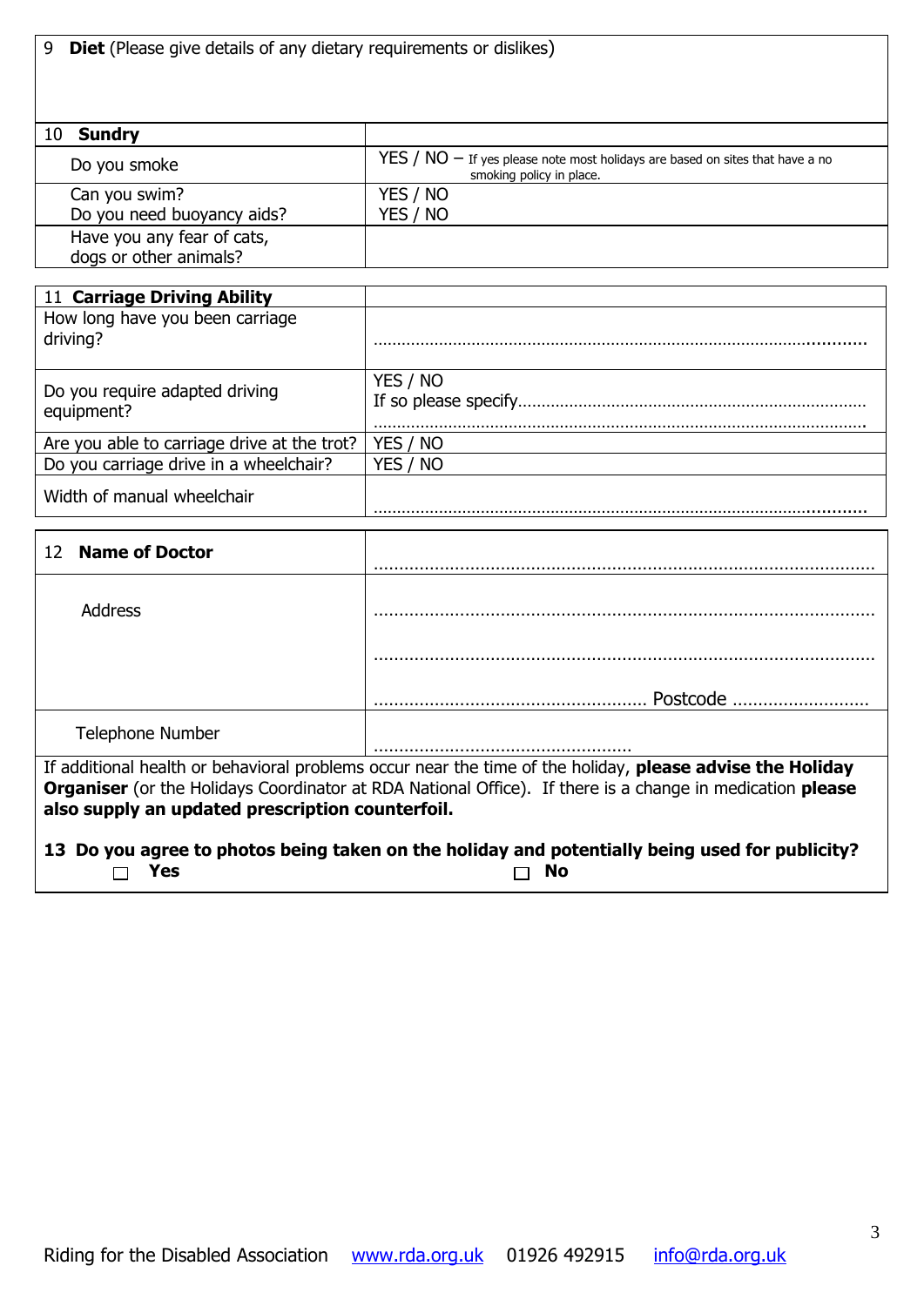| 9 **Diet** (Please give details of any dietary requirements or dislikes) | |
|---|---|
| | |

| 10 **Sundry** | |
|---|---|
| Do you smoke | YES / NO – If yes please note most holidays are based on sites that have a no smoking policy in place. |
| Can you swim?<br>Do you need buoyancy aids? | YES / NO<br>YES / NO |
| Have you any fear of cats, dogs or other animals? | |

| 11 **Carriage Driving Ability** | |
|---|---|
| How long have you been carriage driving? | ………………………………………………………………………………………… |
| Do you require adapted driving equipment? | YES / NO<br>If so please specify……………………………………………………………<br>………………………………………………………………………………………… |
| Are you able to carriage drive at the trot? | YES / NO |
| Do you carriage drive in a wheelchair? | YES / NO |
| Width of manual wheelchair | ………………………………………………………………………………………… |

| 12 **Name of Doctor** | ………………………………………………………………………………………… |
|---|---|
| Address | …………………………………………………………………………………………<br>…………………………………………………………………………………………<br>……………………………………………… Postcode ……………………… |
| Telephone Number | …………………………………………… |

If additional health or behavioral problems occur near the time of the holiday, **please advise the Holiday Organiser** (or the Holidays Coordinator at RDA National Office). If there is a change in medication **please also supply an updated prescription counterfoil.**

**13 Do you agree to photos being taken on the holiday and potentially being used for publicity?**

☐ **Yes** ☐ **No**

Riding for the Disabled Association www.rda.org.uk 01926 492915 info@rda.org.uk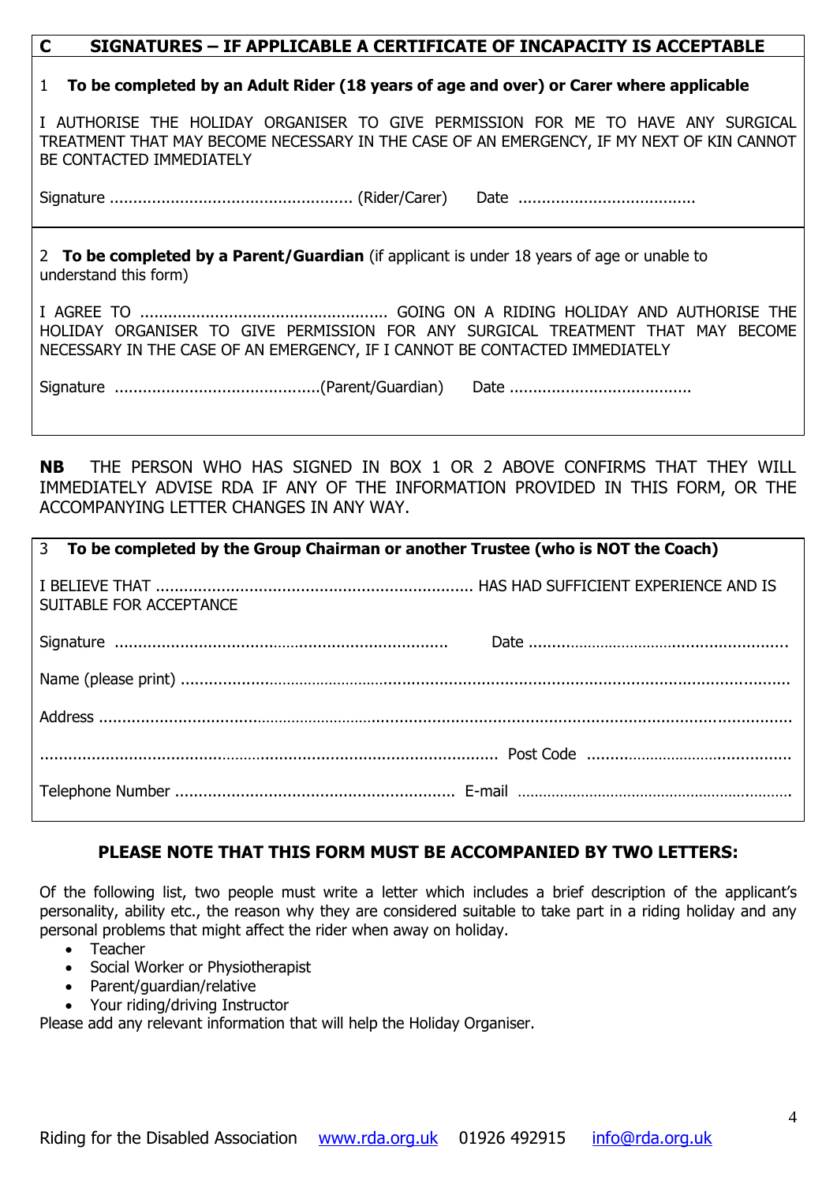## C SIGNATURES – IF APPLICABLE A CERTIFICATE OF INCAPACITY IS ACCEPTABLE

1 **To be completed by an Adult Rider (18 years of age and over) or Carer where applicable**

I AUTHORISE THE HOLIDAY ORGANISER TO GIVE PERMISSION FOR ME TO HAVE ANY SURGICAL TREATMENT THAT MAY BECOME NECESSARY IN THE CASE OF AN EMERGENCY, IF MY NEXT OF KIN CANNOT BE CONTACTED IMMEDIATELY

Signature .................................................... (Rider/Carer) Date ......................................

2 **To be completed by a Parent/Guardian** (if applicant is under 18 years of age or unable to understand this form)

I AGREE TO .................................................... GOING ON A RIDING HOLIDAY AND AUTHORISE THE HOLIDAY ORGANISER TO GIVE PERMISSION FOR ANY SURGICAL TREATMENT THAT MAY BECOME NECESSARY IN THE CASE OF AN EMERGENCY, IF I CANNOT BE CONTACTED IMMEDIATELY

Signature ............................................(Parent/Guardian) Date .......................................

**NB** THE PERSON WHO HAS SIGNED IN BOX 1 OR 2 ABOVE CONFIRMS THAT THEY WILL IMMEDIATELY ADVISE RDA IF ANY OF THE INFORMATION PROVIDED IN THIS FORM, OR THE ACCOMPANYING LETTER CHANGES IN ANY WAY.

3 **To be completed by the Group Chairman or another Trustee (who is NOT the Coach)**

I BELIEVE THAT .................................................................... HAS HAD SUFFICIENT EXPERIENCE AND IS SUITABLE FOR ACCEPTANCE

Signature ....................................................................... Date .........................................................

Name (please print) ....................................................................................................................................

Address .......................................................................................................................................................

.................................................................................................. Post Code ..............................................

Telephone Number ............................................................ E-mail ..........................................................

### PLEASE NOTE THAT THIS FORM MUST BE ACCOMPANIED BY TWO LETTERS:

Of the following list, two people must write a letter which includes a brief description of the applicant's personality, ability etc., the reason why they are considered suitable to take part in a riding holiday and any personal problems that might affect the rider when away on holiday.

- Teacher
- Social Worker or Physiotherapist
- Parent/guardian/relative
- Your riding/driving Instructor

Please add any relevant information that will help the Holiday Organiser.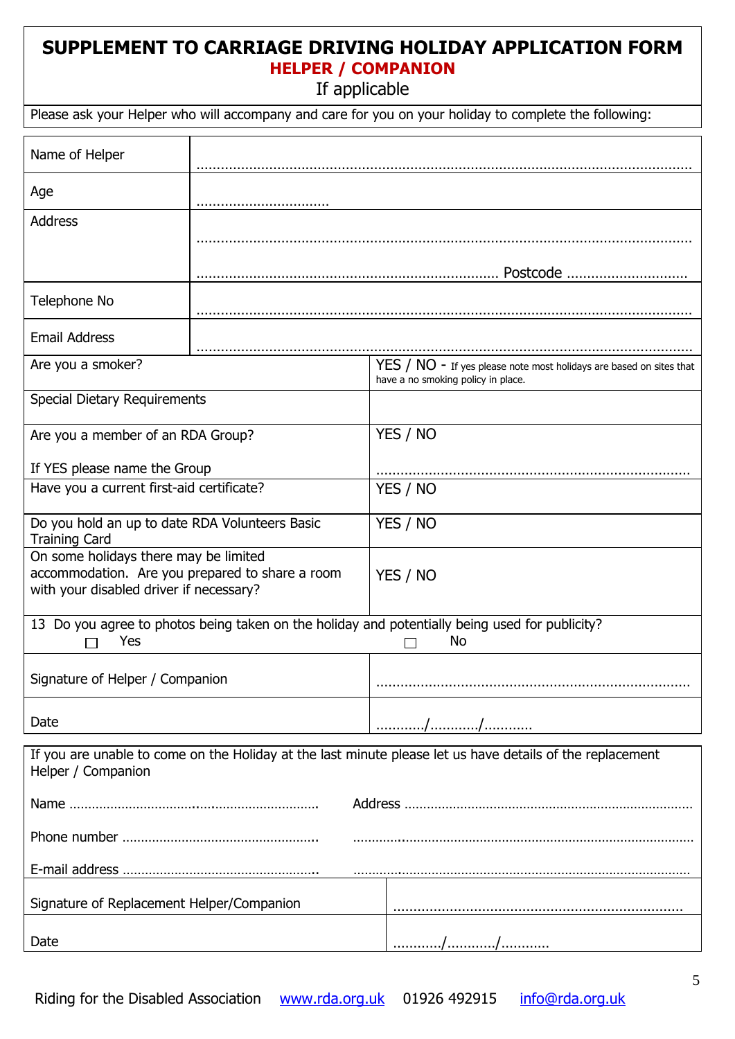# SUPPLEMENT TO CARRIAGE DRIVING HOLIDAY APPLICATION FORM

## HELPER / COMPANION

If applicable

Please ask your Helper who will accompany and care for you on your holiday to complete the following:

| | |
|---|---|
| Name of Helper | ……………………………………………………………………………………………………… |
| Age | …………………………… |
| Address | ……………………………………………………………………………………………………… <br> ……………………………………………………………… Postcode ……………………… |
| Telephone No | ……………………………………………………………………………………………………… |
| Email Address | ……………………………………………………………………………………………………… |

| | |
|---|---|
| Are you a smoker? | YES / NO - If yes please note most holidays are based on sites that have a no smoking policy in place. |
| Special Dietary Requirements | |
| Are you a member of an RDA Group? <br> If YES please name the Group | YES / NO <br> …………………………………………………………………… |
| Have you a current first-aid certificate? | YES / NO |
| Do you hold an up to date RDA Volunteers Basic Training Card | YES / NO |
| On some holidays there may be limited accommodation. Are you prepared to share a room with your disabled driver if necessary? | YES / NO |

13 Do you agree to photos being taken on the holiday and potentially being used for publicity?

☐ Yes ☐ No

| | |
|---|---|
| Signature of Helper / Companion | …………………………………………………………………… |
| Date | ………../………../……….. |

If you are unable to come on the Holiday at the last minute please let us have details of the replacement Helper / Companion

Name ……………………………………………………… Address ……………………………………………………………………

Phone number ………………………………………….. ……………………………………………………………………………

E-mail address ………………………………………….. ……………………………………………………………………………

| | |
|---|---|
| Signature of Replacement Helper/Companion | ………………………………………………………………… |
| Date | ………../………../……….. |

Riding for the Disabled Association www.rda.org.uk 01926 492915 info@rda.org.uk